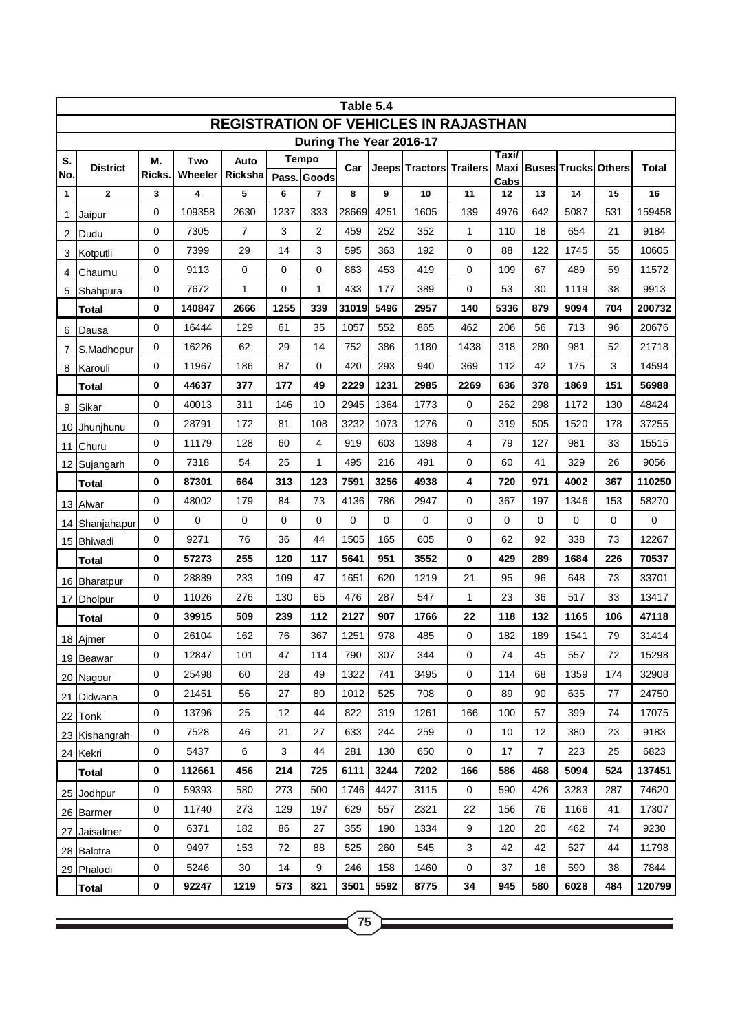**Table 5.4**

## REGISTRATION OF VEHICLES IN RAJASTHAN

### During The Year 2016-17

| S. No. | District | M. Ricks. | Two Wheeler | Auto Ricksha | Tempo | | Car | Jeeps | Tractors | Trailers | Taxi/ Maxi Cabs | Buses | Trucks | Others | Total |
|---|---|---|---|---|---|---|---|---|---|---|---|---|---|---|---|
| | | | | | Pass. | Goods | | | | | | | | | |
| 1 | 2 | 3 | 4 | 5 | 6 | 7 | 8 | 9 | 10 | 11 | 12 | 13 | 14 | 15 | 16 |
| 1 | Jaipur | 0 | 109358 | 2630 | 1237 | 333 | 28669 | 4251 | 1605 | 139 | 4976 | 642 | 5087 | 531 | 159458 |
| 2 | Dudu | 0 | 7305 | 7 | 3 | 2 | 459 | 252 | 352 | 1 | 110 | 18 | 654 | 21 | 9184 |
| 3 | Kotputli | 0 | 7399 | 29 | 14 | 3 | 595 | 363 | 192 | 0 | 88 | 122 | 1745 | 55 | 10605 |
| 4 | Chaumu | 0 | 9113 | 0 | 0 | 0 | 863 | 453 | 419 | 0 | 109 | 67 | 489 | 59 | 11572 |
| 5 | Shahpura | 0 | 7672 | 1 | 0 | 1 | 433 | 177 | 389 | 0 | 53 | 30 | 1119 | 38 | 9913 |
| | **Total** | **0** | **140847** | **2666** | **1255** | **339** | **31019** | **5496** | **2957** | **140** | **5336** | **879** | **9094** | **704** | **200732** |
| 6 | Dausa | 0 | 16444 | 129 | 61 | 35 | 1057 | 552 | 865 | 462 | 206 | 56 | 713 | 96 | 20676 |
| 7 | S.Madhopur | 0 | 16226 | 62 | 29 | 14 | 752 | 386 | 1180 | 1438 | 318 | 280 | 981 | 52 | 21718 |
| 8 | Karouli | 0 | 11967 | 186 | 87 | 0 | 420 | 293 | 940 | 369 | 112 | 42 | 175 | 3 | 14594 |
| | **Total** | **0** | **44637** | **377** | **177** | **49** | **2229** | **1231** | **2985** | **2269** | **636** | **378** | **1869** | **151** | **56988** |
| 9 | Sikar | 0 | 40013 | 311 | 146 | 10 | 2945 | 1364 | 1773 | 0 | 262 | 298 | 1172 | 130 | 48424 |
| 10 | Jhunjhunu | 0 | 28791 | 172 | 81 | 108 | 3232 | 1073 | 1276 | 0 | 319 | 505 | 1520 | 178 | 37255 |
| 11 | Churu | 0 | 11179 | 128 | 60 | 4 | 919 | 603 | 1398 | 4 | 79 | 127 | 981 | 33 | 15515 |
| 12 | Sujangarh | 0 | 7318 | 54 | 25 | 1 | 495 | 216 | 491 | 0 | 60 | 41 | 329 | 26 | 9056 |
| | **Total** | **0** | **87301** | **664** | **313** | **123** | **7591** | **3256** | **4938** | **4** | **720** | **971** | **4002** | **367** | **110250** |
| 13 | Alwar | 0 | 48002 | 179 | 84 | 73 | 4136 | 786 | 2947 | 0 | 367 | 197 | 1346 | 153 | 58270 |
| 14 | Shanjahapur | 0 | 0 | 0 | 0 | 0 | 0 | 0 | 0 | 0 | 0 | 0 | 0 | 0 | 0 |
| 15 | Bhiwadi | 0 | 9271 | 76 | 36 | 44 | 1505 | 165 | 605 | 0 | 62 | 92 | 338 | 73 | 12267 |
| | **Total** | **0** | **57273** | **255** | **120** | **117** | **5641** | **951** | **3552** | **0** | **429** | **289** | **1684** | **226** | **70537** |
| 16 | Bharatpur | 0 | 28889 | 233 | 109 | 47 | 1651 | 620 | 1219 | 21 | 95 | 96 | 648 | 73 | 33701 |
| 17 | Dholpur | 0 | 11026 | 276 | 130 | 65 | 476 | 287 | 547 | 1 | 23 | 36 | 517 | 33 | 13417 |
| | **Total** | **0** | **39915** | **509** | **239** | **112** | **2127** | **907** | **1766** | **22** | **118** | **132** | **1165** | **106** | **47118** |
| 18 | Ajmer | 0 | 26104 | 162 | 76 | 367 | 1251 | 978 | 485 | 0 | 182 | 189 | 1541 | 79 | 31414 |
| 19 | Beawar | 0 | 12847 | 101 | 47 | 114 | 790 | 307 | 344 | 0 | 74 | 45 | 557 | 72 | 15298 |
| 20 | Nagour | 0 | 25498 | 60 | 28 | 49 | 1322 | 741 | 3495 | 0 | 114 | 68 | 1359 | 174 | 32908 |
| 21 | Didwana | 0 | 21451 | 56 | 27 | 80 | 1012 | 525 | 708 | 0 | 89 | 90 | 635 | 77 | 24750 |
| 22 | Tonk | 0 | 13796 | 25 | 12 | 44 | 822 | 319 | 1261 | 166 | 100 | 57 | 399 | 74 | 17075 |
| 23 | Kishangrah | 0 | 7528 | 46 | 21 | 27 | 633 | 244 | 259 | 0 | 10 | 12 | 380 | 23 | 9183 |
| 24 | Kekri | 0 | 5437 | 6 | 3 | 44 | 281 | 130 | 650 | 0 | 17 | 7 | 223 | 25 | 6823 |
| | **Total** | **0** | **112661** | **456** | **214** | **725** | **6111** | **3244** | **7202** | **166** | **586** | **468** | **5094** | **524** | **137451** |
| 25 | Jodhpur | 0 | 59393 | 580 | 273 | 500 | 1746 | 4427 | 3115 | 0 | 590 | 426 | 3283 | 287 | 74620 |
| 26 | Barmer | 0 | 11740 | 273 | 129 | 197 | 629 | 557 | 2321 | 22 | 156 | 76 | 1166 | 41 | 17307 |
| 27 | Jaisalmer | 0 | 6371 | 182 | 86 | 27 | 355 | 190 | 1334 | 9 | 120 | 20 | 462 | 74 | 9230 |
| 28 | Balotra | 0 | 9497 | 153 | 72 | 88 | 525 | 260 | 545 | 3 | 42 | 42 | 527 | 44 | 11798 |
| 29 | Phalodi | 0 | 5246 | 30 | 14 | 9 | 246 | 158 | 1460 | 0 | 37 | 16 | 590 | 38 | 7844 |
| | **Total** | **0** | **92247** | **1219** | **573** | **821** | **3501** | **5592** | **8775** | **34** | **945** | **580** | **6028** | **484** | **120799** |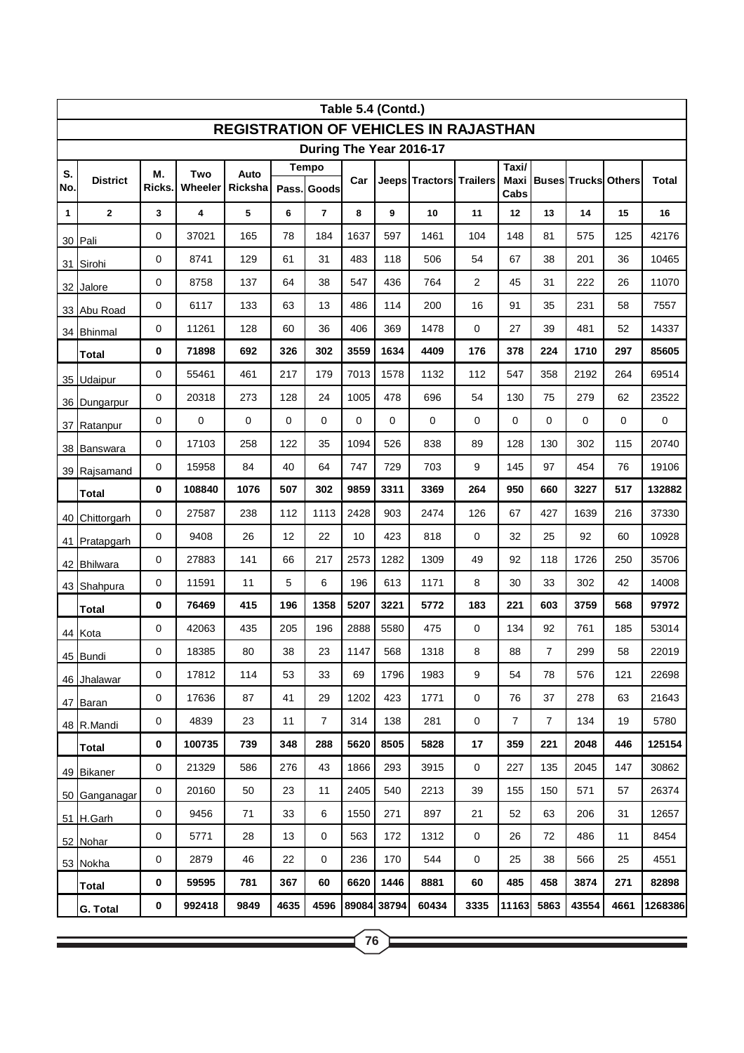**Table 5.4 (Contd.)**

## REGISTRATION OF VEHICLES IN RAJASTHAN

**During The Year 2016-17**

| S. No. | District | M. Ricks. | Two Wheeler | Auto Ricksha | Tempo | | Car | Jeeps | Tractors | Trailers | Taxi/ Maxi Cabs | Buses | Trucks | Others | Total |
|---|---|---|---|---|---|---|---|---|---|---|---|---|---|---|---|
| | | | | | Pass. | Goods | | | | | | | | | |
| 1 | 2 | 3 | 4 | 5 | 6 | 7 | 8 | 9 | 10 | 11 | 12 | 13 | 14 | 15 | 16 |
| 30 | Pali | 0 | 37021 | 165 | 78 | 184 | 1637 | 597 | 1461 | 104 | 148 | 81 | 575 | 125 | 42176 |
| 31 | Sirohi | 0 | 8741 | 129 | 61 | 31 | 483 | 118 | 506 | 54 | 67 | 38 | 201 | 36 | 10465 |
| 32 | Jalore | 0 | 8758 | 137 | 64 | 38 | 547 | 436 | 764 | 2 | 45 | 31 | 222 | 26 | 11070 |
| 33 | Abu Road | 0 | 6117 | 133 | 63 | 13 | 486 | 114 | 200 | 16 | 91 | 35 | 231 | 58 | 7557 |
| 34 | Bhinmal | 0 | 11261 | 128 | 60 | 36 | 406 | 369 | 1478 | 0 | 27 | 39 | 481 | 52 | 14337 |
| | **Total** | **0** | **71898** | **692** | **326** | **302** | **3559** | **1634** | **4409** | **176** | **378** | **224** | **1710** | **297** | **85605** |
| 35 | Udaipur | 0 | 55461 | 461 | 217 | 179 | 7013 | 1578 | 1132 | 112 | 547 | 358 | 2192 | 264 | 69514 |
| 36 | Dungarpur | 0 | 20318 | 273 | 128 | 24 | 1005 | 478 | 696 | 54 | 130 | 75 | 279 | 62 | 23522 |
| 37 | Ratanpur | 0 | 0 | 0 | 0 | 0 | 0 | 0 | 0 | 0 | 0 | 0 | 0 | 0 | 0 |
| 38 | Banswara | 0 | 17103 | 258 | 122 | 35 | 1094 | 526 | 838 | 89 | 128 | 130 | 302 | 115 | 20740 |
| 39 | Rajsamand | 0 | 15958 | 84 | 40 | 64 | 747 | 729 | 703 | 9 | 145 | 97 | 454 | 76 | 19106 |
| | **Total** | **0** | **108840** | **1076** | **507** | **302** | **9859** | **3311** | **3369** | **264** | **950** | **660** | **3227** | **517** | **132882** |
| 40 | Chittorgarh | 0 | 27587 | 238 | 112 | 1113 | 2428 | 903 | 2474 | 126 | 67 | 427 | 1639 | 216 | 37330 |
| 41 | Pratapgarh | 0 | 9408 | 26 | 12 | 22 | 10 | 423 | 818 | 0 | 32 | 25 | 92 | 60 | 10928 |
| 42 | Bhilwara | 0 | 27883 | 141 | 66 | 217 | 2573 | 1282 | 1309 | 49 | 92 | 118 | 1726 | 250 | 35706 |
| 43 | Shahpura | 0 | 11591 | 11 | 5 | 6 | 196 | 613 | 1171 | 8 | 30 | 33 | 302 | 42 | 14008 |
| | **Total** | **0** | **76469** | **415** | **196** | **1358** | **5207** | **3221** | **5772** | **183** | **221** | **603** | **3759** | **568** | **97972** |
| 44 | Kota | 0 | 42063 | 435 | 205 | 196 | 2888 | 5580 | 475 | 0 | 134 | 92 | 761 | 185 | 53014 |
| 45 | Bundi | 0 | 18385 | 80 | 38 | 23 | 1147 | 568 | 1318 | 8 | 88 | 7 | 299 | 58 | 22019 |
| 46 | Jhalawar | 0 | 17812 | 114 | 53 | 33 | 69 | 1796 | 1983 | 9 | 54 | 78 | 576 | 121 | 22698 |
| 47 | Baran | 0 | 17636 | 87 | 41 | 29 | 1202 | 423 | 1771 | 0 | 76 | 37 | 278 | 63 | 21643 |
| 48 | R.Mandi | 0 | 4839 | 23 | 11 | 7 | 314 | 138 | 281 | 0 | 7 | 7 | 134 | 19 | 5780 |
| | **Total** | **0** | **100735** | **739** | **348** | **288** | **5620** | **8505** | **5828** | **17** | **359** | **221** | **2048** | **446** | **125154** |
| 49 | Bikaner | 0 | 21329 | 586 | 276 | 43 | 1866 | 293 | 3915 | 0 | 227 | 135 | 2045 | 147 | 30862 |
| 50 | Ganganagar | 0 | 20160 | 50 | 23 | 11 | 2405 | 540 | 2213 | 39 | 155 | 150 | 571 | 57 | 26374 |
| 51 | H.Garh | 0 | 9456 | 71 | 33 | 6 | 1550 | 271 | 897 | 21 | 52 | 63 | 206 | 31 | 12657 |
| 52 | Nohar | 0 | 5771 | 28 | 13 | 0 | 563 | 172 | 1312 | 0 | 26 | 72 | 486 | 11 | 8454 |
| 53 | Nokha | 0 | 2879 | 46 | 22 | 0 | 236 | 170 | 544 | 0 | 25 | 38 | 566 | 25 | 4551 |
| | **Total** | **0** | **59595** | **781** | **367** | **60** | **6620** | **1446** | **8881** | **60** | **485** | **458** | **3874** | **271** | **82898** |
| | **G. Total** | **0** | **992418** | **9849** | **4635** | **4596** | **89084** | **38794** | **60434** | **3335** | **11163** | **5863** | **43554** | **4661** | **1268386** |